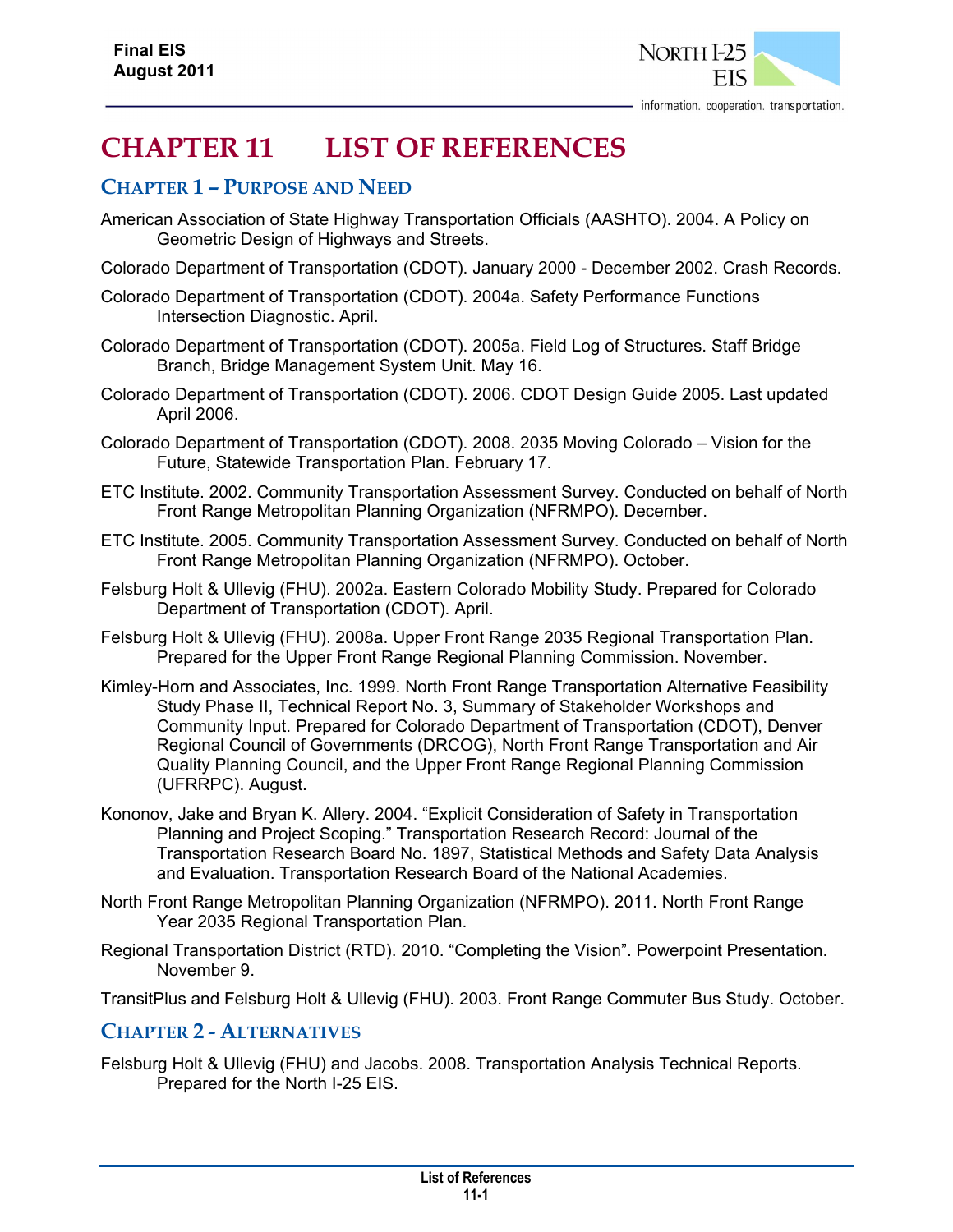# CHAPTER 11 LIST OF REFERENCES

## Chapter 1 – Purpose and Need

American Association of State Highway Transportation Officials (AASHTO). 2004. A Policy on Geometric Design of Highways and Streets.

Colorado Department of Transportation (CDOT). January 2000 - December 2002. Crash Records.

Colorado Department of Transportation (CDOT). 2004a. Safety Performance Functions Intersection Diagnostic. April.

Colorado Department of Transportation (CDOT). 2005a. Field Log of Structures. Staff Bridge Branch, Bridge Management System Unit. May 16.

Colorado Department of Transportation (CDOT). 2006. CDOT Design Guide 2005. Last updated April 2006.

Colorado Department of Transportation (CDOT). 2008. 2035 Moving Colorado – Vision for the Future, Statewide Transportation Plan. February 17.

ETC Institute. 2002. Community Transportation Assessment Survey. Conducted on behalf of North Front Range Metropolitan Planning Organization (NFRMPO). December.

ETC Institute. 2005. Community Transportation Assessment Survey. Conducted on behalf of North Front Range Metropolitan Planning Organization (NFRMPO). October.

Felsburg Holt & Ullevig (FHU). 2002a. Eastern Colorado Mobility Study. Prepared for Colorado Department of Transportation (CDOT). April.

Felsburg Holt & Ullevig (FHU). 2008a. Upper Front Range 2035 Regional Transportation Plan. Prepared for the Upper Front Range Regional Planning Commission. November.

Kimley-Horn and Associates, Inc. 1999. North Front Range Transportation Alternative Feasibility Study Phase II, Technical Report No. 3, Summary of Stakeholder Workshops and Community Input. Prepared for Colorado Department of Transportation (CDOT), Denver Regional Council of Governments (DRCOG), North Front Range Transportation and Air Quality Planning Council, and the Upper Front Range Regional Planning Commission (UFRRPC). August.

Kononov, Jake and Bryan K. Allery. 2004. "Explicit Consideration of Safety in Transportation Planning and Project Scoping." Transportation Research Record: Journal of the Transportation Research Board No. 1897, Statistical Methods and Safety Data Analysis and Evaluation. Transportation Research Board of the National Academies.

North Front Range Metropolitan Planning Organization (NFRMPO). 2011. North Front Range Year 2035 Regional Transportation Plan.

Regional Transportation District (RTD). 2010. "Completing the Vision". Powerpoint Presentation. November 9.

TransitPlus and Felsburg Holt & Ullevig (FHU). 2003. Front Range Commuter Bus Study. October.

## Chapter 2 - Alternatives

Felsburg Holt & Ullevig (FHU) and Jacobs. 2008. Transportation Analysis Technical Reports. Prepared for the North I-25 EIS.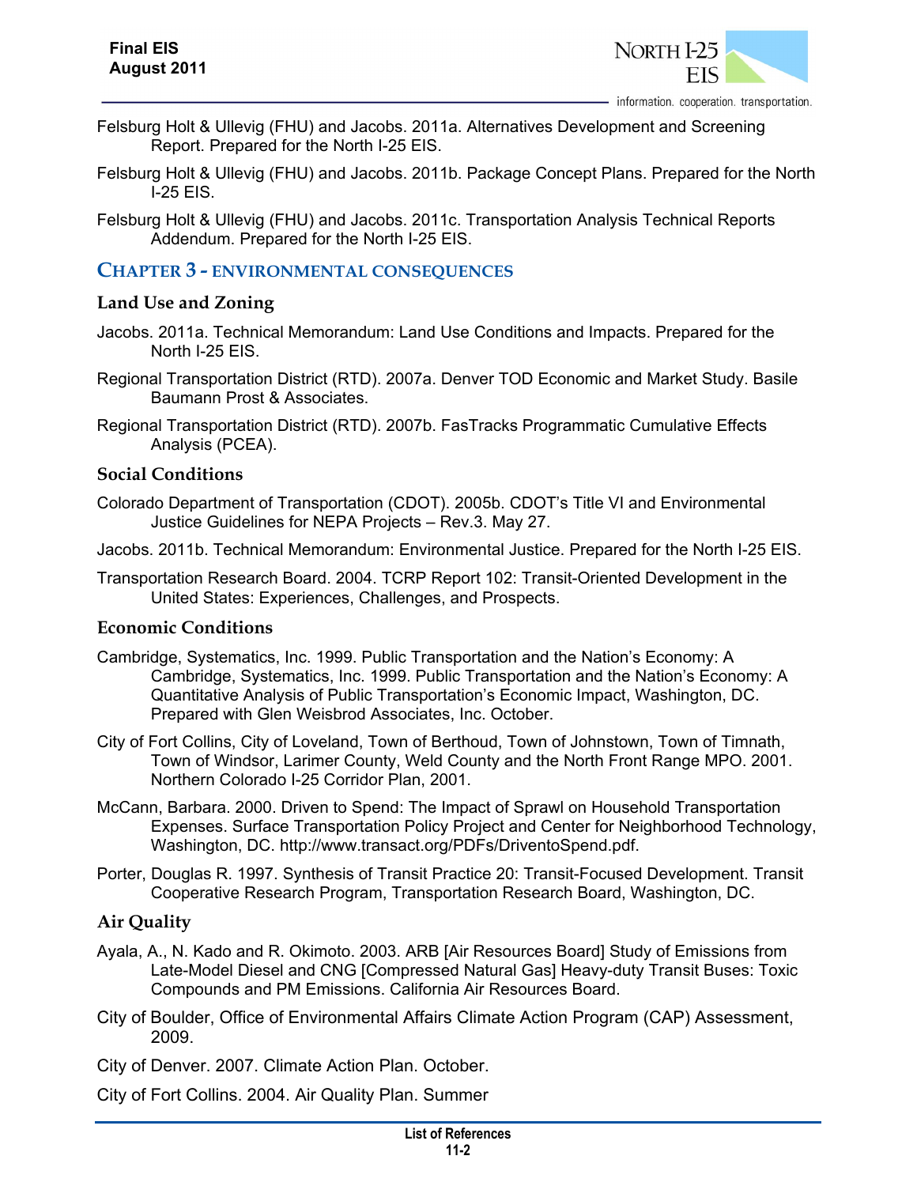Felsburg Holt & Ullevig (FHU) and Jacobs. 2011a. Alternatives Development and Screening Report. Prepared for the North I-25 EIS.

Felsburg Holt & Ullevig (FHU) and Jacobs. 2011b. Package Concept Plans. Prepared for the North I-25 EIS.

Felsburg Holt & Ullevig (FHU) and Jacobs. 2011c. Transportation Analysis Technical Reports Addendum. Prepared for the North I-25 EIS.

## CHAPTER 3 - ENVIRONMENTAL CONSEQUENCES

### Land Use and Zoning

Jacobs. 2011a. Technical Memorandum: Land Use Conditions and Impacts. Prepared for the North I-25 EIS.

Regional Transportation District (RTD). 2007a. Denver TOD Economic and Market Study. Basile Baumann Prost & Associates.

Regional Transportation District (RTD). 2007b. FasTracks Programmatic Cumulative Effects Analysis (PCEA).

### Social Conditions

Colorado Department of Transportation (CDOT). 2005b. CDOT's Title VI and Environmental Justice Guidelines for NEPA Projects – Rev.3. May 27.

Jacobs. 2011b. Technical Memorandum: Environmental Justice. Prepared for the North I-25 EIS.

Transportation Research Board. 2004. TCRP Report 102: Transit-Oriented Development in the United States: Experiences, Challenges, and Prospects.

### Economic Conditions

Cambridge, Systematics, Inc. 1999. Public Transportation and the Nation's Economy: A Cambridge, Systematics, Inc. 1999. Public Transportation and the Nation's Economy: A Quantitative Analysis of Public Transportation's Economic Impact, Washington, DC. Prepared with Glen Weisbrod Associates, Inc. October.

City of Fort Collins, City of Loveland, Town of Berthoud, Town of Johnstown, Town of Timnath, Town of Windsor, Larimer County, Weld County and the North Front Range MPO. 2001. Northern Colorado I-25 Corridor Plan, 2001.

McCann, Barbara. 2000. Driven to Spend: The Impact of Sprawl on Household Transportation Expenses. Surface Transportation Policy Project and Center for Neighborhood Technology, Washington, DC. http://www.transact.org/PDFs/DriventoSpend.pdf.

Porter, Douglas R. 1997. Synthesis of Transit Practice 20: Transit-Focused Development. Transit Cooperative Research Program, Transportation Research Board, Washington, DC.

### Air Quality

Ayala, A., N. Kado and R. Okimoto. 2003. ARB [Air Resources Board] Study of Emissions from Late-Model Diesel and CNG [Compressed Natural Gas] Heavy-duty Transit Buses: Toxic Compounds and PM Emissions. California Air Resources Board.

City of Boulder, Office of Environmental Affairs Climate Action Program (CAP) Assessment, 2009.

City of Denver. 2007. Climate Action Plan. October.

City of Fort Collins. 2004. Air Quality Plan. Summer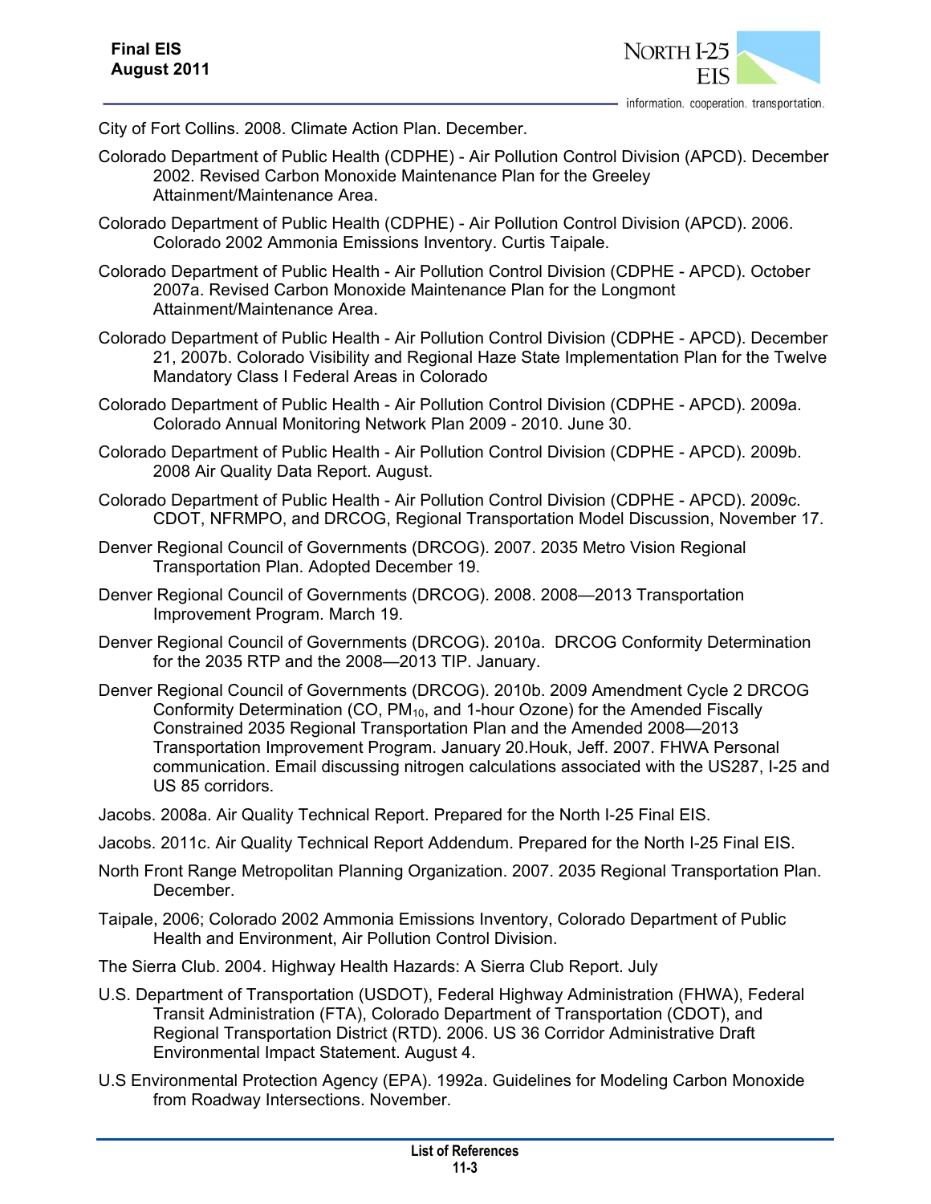City of Fort Collins. 2008. Climate Action Plan. December.

Colorado Department of Public Health (CDPHE) - Air Pollution Control Division (APCD). December 2002. Revised Carbon Monoxide Maintenance Plan for the Greeley Attainment/Maintenance Area.

Colorado Department of Public Health (CDPHE) - Air Pollution Control Division (APCD). 2006. Colorado 2002 Ammonia Emissions Inventory. Curtis Taipale.

Colorado Department of Public Health - Air Pollution Control Division (CDPHE - APCD). October 2007a. Revised Carbon Monoxide Maintenance Plan for the Longmont Attainment/Maintenance Area.

Colorado Department of Public Health - Air Pollution Control Division (CDPHE - APCD). December 21, 2007b. Colorado Visibility and Regional Haze State Implementation Plan for the Twelve Mandatory Class I Federal Areas in Colorado

Colorado Department of Public Health - Air Pollution Control Division (CDPHE - APCD). 2009a. Colorado Annual Monitoring Network Plan 2009 - 2010. June 30.

Colorado Department of Public Health - Air Pollution Control Division (CDPHE - APCD). 2009b. 2008 Air Quality Data Report. August.

Colorado Department of Public Health - Air Pollution Control Division (CDPHE - APCD). 2009c. CDOT, NFRMPO, and DRCOG, Regional Transportation Model Discussion, November 17.

Denver Regional Council of Governments (DRCOG). 2007. 2035 Metro Vision Regional Transportation Plan. Adopted December 19.

Denver Regional Council of Governments (DRCOG). 2008. 2008—2013 Transportation Improvement Program. March 19.

Denver Regional Council of Governments (DRCOG). 2010a. DRCOG Conformity Determination for the 2035 RTP and the 2008—2013 TIP. January.

Denver Regional Council of Governments (DRCOG). 2010b. 2009 Amendment Cycle 2 DRCOG Conformity Determination (CO, $PM_{10}$, and 1-hour Ozone) for the Amended Fiscally Constrained 2035 Regional Transportation Plan and the Amended 2008—2013 Transportation Improvement Program. January 20.Houk, Jeff. 2007. FHWA Personal communication. Email discussing nitrogen calculations associated with the US287, I-25 and US 85 corridors.

Jacobs. 2008a. Air Quality Technical Report. Prepared for the North I-25 Final EIS.

Jacobs. 2011c. Air Quality Technical Report Addendum. Prepared for the North I-25 Final EIS.

North Front Range Metropolitan Planning Organization. 2007. 2035 Regional Transportation Plan. December.

Taipale, 2006; Colorado 2002 Ammonia Emissions Inventory, Colorado Department of Public Health and Environment, Air Pollution Control Division.

The Sierra Club. 2004. Highway Health Hazards: A Sierra Club Report. July

U.S. Department of Transportation (USDOT), Federal Highway Administration (FHWA), Federal Transit Administration (FTA), Colorado Department of Transportation (CDOT), and Regional Transportation District (RTD). 2006. US 36 Corridor Administrative Draft Environmental Impact Statement. August 4.

U.S Environmental Protection Agency (EPA). 1992a. Guidelines for Modeling Carbon Monoxide from Roadway Intersections. November.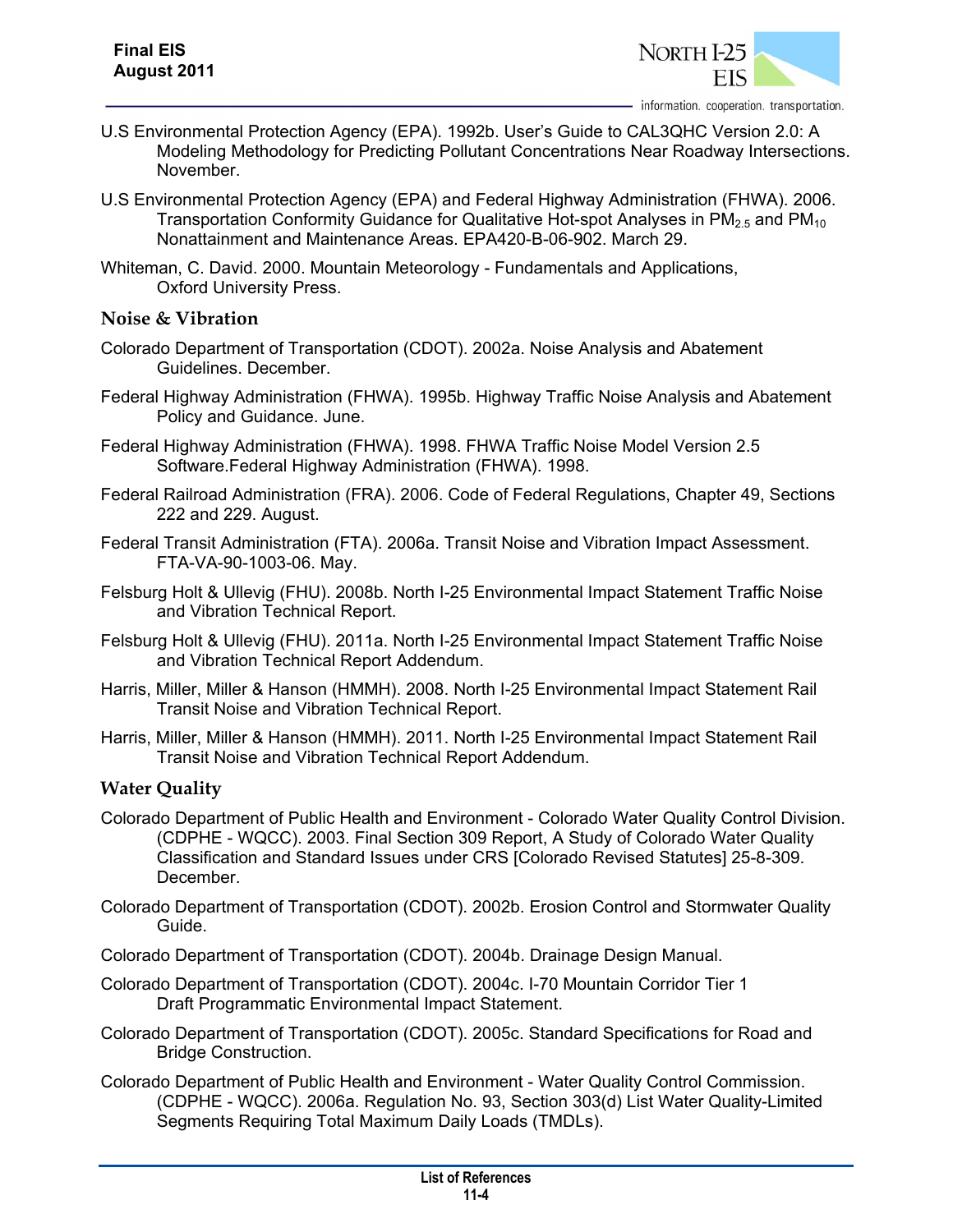U.S Environmental Protection Agency (EPA). 1992b. User's Guide to CAL3QHC Version 2.0: A Modeling Methodology for Predicting Pollutant Concentrations Near Roadway Intersections. November.

U.S Environmental Protection Agency (EPA) and Federal Highway Administration (FHWA). 2006. Transportation Conformity Guidance for Qualitative Hot-spot Analyses in $PM_{2.5}$ and $PM_{10}$ Nonattainment and Maintenance Areas. EPA420-B-06-902. March 29.

Whiteman, C. David. 2000. Mountain Meteorology - Fundamentals and Applications, Oxford University Press.

### Noise & Vibration

Colorado Department of Transportation (CDOT). 2002a. Noise Analysis and Abatement Guidelines. December.

Federal Highway Administration (FHWA). 1995b. Highway Traffic Noise Analysis and Abatement Policy and Guidance. June.

Federal Highway Administration (FHWA). 1998. FHWA Traffic Noise Model Version 2.5 Software.Federal Highway Administration (FHWA). 1998.

Federal Railroad Administration (FRA). 2006. Code of Federal Regulations, Chapter 49, Sections 222 and 229. August.

Federal Transit Administration (FTA). 2006a. Transit Noise and Vibration Impact Assessment. FTA-VA-90-1003-06. May.

Felsburg Holt & Ullevig (FHU). 2008b. North I-25 Environmental Impact Statement Traffic Noise and Vibration Technical Report.

Felsburg Holt & Ullevig (FHU). 2011a. North I-25 Environmental Impact Statement Traffic Noise and Vibration Technical Report Addendum.

Harris, Miller, Miller & Hanson (HMMH). 2008. North I-25 Environmental Impact Statement Rail Transit Noise and Vibration Technical Report.

Harris, Miller, Miller & Hanson (HMMH). 2011. North I-25 Environmental Impact Statement Rail Transit Noise and Vibration Technical Report Addendum.

### Water Quality

Colorado Department of Public Health and Environment - Colorado Water Quality Control Division. (CDPHE - WQCC). 2003. Final Section 309 Report, A Study of Colorado Water Quality Classification and Standard Issues under CRS [Colorado Revised Statutes] 25-8-309. December.

Colorado Department of Transportation (CDOT). 2002b. Erosion Control and Stormwater Quality Guide.

Colorado Department of Transportation (CDOT). 2004b. Drainage Design Manual.

Colorado Department of Transportation (CDOT). 2004c. I-70 Mountain Corridor Tier 1 Draft Programmatic Environmental Impact Statement.

Colorado Department of Transportation (CDOT). 2005c. Standard Specifications for Road and Bridge Construction.

Colorado Department of Public Health and Environment - Water Quality Control Commission. (CDPHE - WQCC). 2006a. Regulation No. 93, Section 303(d) List Water Quality-Limited Segments Requiring Total Maximum Daily Loads (TMDLs).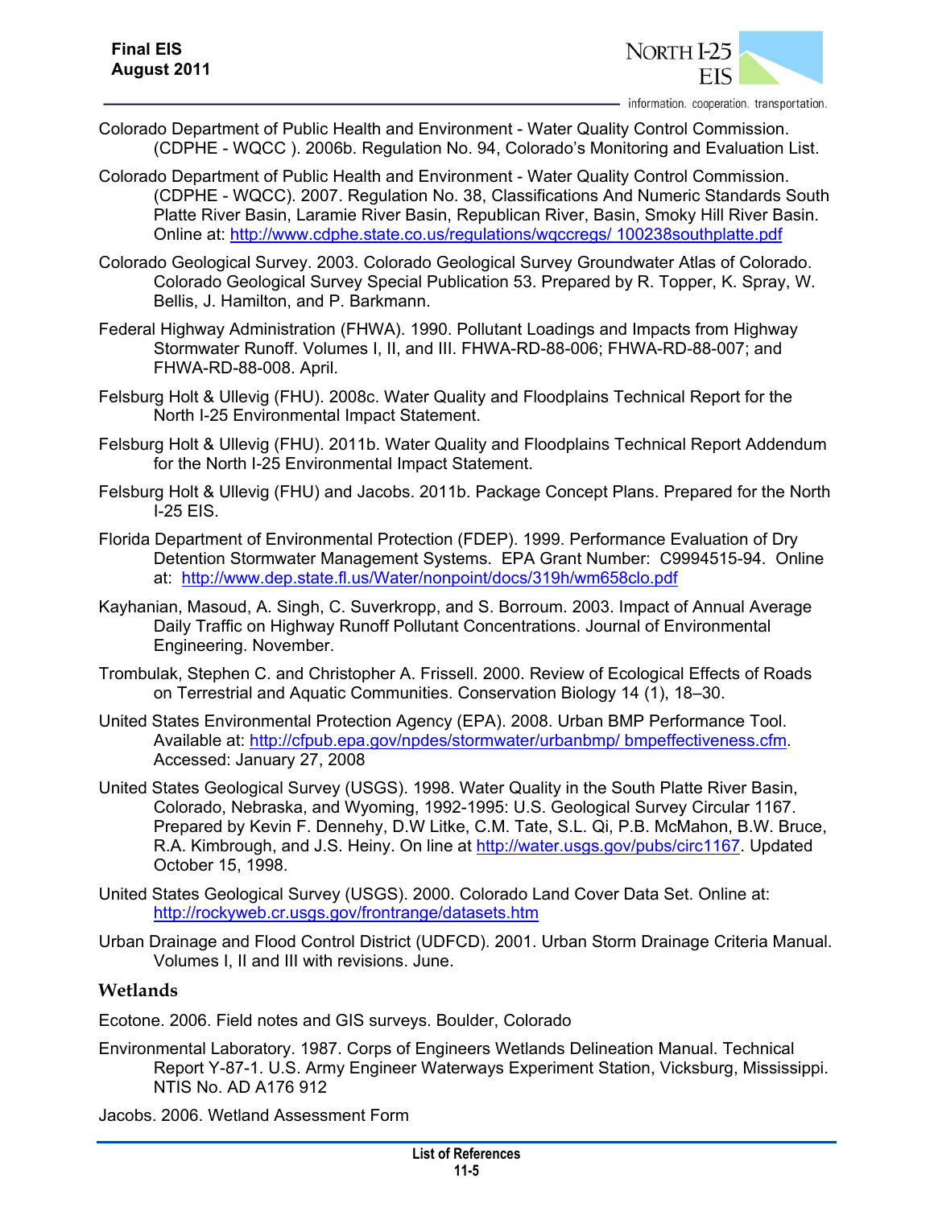Colorado Department of Public Health and Environment - Water Quality Control Commission. (CDPHE - WQCC ). 2006b. Regulation No. 94, Colorado's Monitoring and Evaluation List.

Colorado Department of Public Health and Environment - Water Quality Control Commission. (CDPHE - WQCC). 2007. Regulation No. 38, Classifications And Numeric Standards South Platte River Basin, Laramie River Basin, Republican River, Basin, Smoky Hill River Basin. Online at: http://www.cdphe.state.co.us/regulations/wqccregs/ 100238southplatte.pdf

Colorado Geological Survey. 2003. Colorado Geological Survey Groundwater Atlas of Colorado. Colorado Geological Survey Special Publication 53. Prepared by R. Topper, K. Spray, W. Bellis, J. Hamilton, and P. Barkmann.

Federal Highway Administration (FHWA). 1990. Pollutant Loadings and Impacts from Highway Stormwater Runoff. Volumes I, II, and III. FHWA-RD-88-006; FHWA-RD-88-007; and FHWA-RD-88-008. April.

Felsburg Holt & Ullevig (FHU). 2008c. Water Quality and Floodplains Technical Report for the North I-25 Environmental Impact Statement.

Felsburg Holt & Ullevig (FHU). 2011b. Water Quality and Floodplains Technical Report Addendum for the North I-25 Environmental Impact Statement.

Felsburg Holt & Ullevig (FHU) and Jacobs. 2011b. Package Concept Plans. Prepared for the North I-25 EIS.

Florida Department of Environmental Protection (FDEP). 1999. Performance Evaluation of Dry Detention Stormwater Management Systems. EPA Grant Number: C9994515-94. Online at: http://www.dep.state.fl.us/Water/nonpoint/docs/319h/wm658clo.pdf

Kayhanian, Masoud, A. Singh, C. Suverkropp, and S. Borroum. 2003. Impact of Annual Average Daily Traffic on Highway Runoff Pollutant Concentrations. Journal of Environmental Engineering. November.

Trombulak, Stephen C. and Christopher A. Frissell. 2000. Review of Ecological Effects of Roads on Terrestrial and Aquatic Communities. Conservation Biology 14 (1), 18–30.

United States Environmental Protection Agency (EPA). 2008. Urban BMP Performance Tool. Available at: http://cfpub.epa.gov/npdes/stormwater/urbanbmp/ bmpeffectiveness.cfm. Accessed: January 27, 2008

United States Geological Survey (USGS). 1998. Water Quality in the South Platte River Basin, Colorado, Nebraska, and Wyoming, 1992-1995: U.S. Geological Survey Circular 1167. Prepared by Kevin F. Dennehy, D.W Litke, C.M. Tate, S.L. Qi, P.B. McMahon, B.W. Bruce, R.A. Kimbrough, and J.S. Heiny. On line at http://water.usgs.gov/pubs/circ1167. Updated October 15, 1998.

United States Geological Survey (USGS). 2000. Colorado Land Cover Data Set. Online at: http://rockyweb.cr.usgs.gov/frontrange/datasets.htm

Urban Drainage and Flood Control District (UDFCD). 2001. Urban Storm Drainage Criteria Manual. Volumes I, II and III with revisions. June.

### Wetlands

Ecotone. 2006. Field notes and GIS surveys. Boulder, Colorado

Environmental Laboratory. 1987. Corps of Engineers Wetlands Delineation Manual. Technical Report Y-87-1. U.S. Army Engineer Waterways Experiment Station, Vicksburg, Mississippi. NTIS No. AD A176 912

Jacobs. 2006. Wetland Assessment Form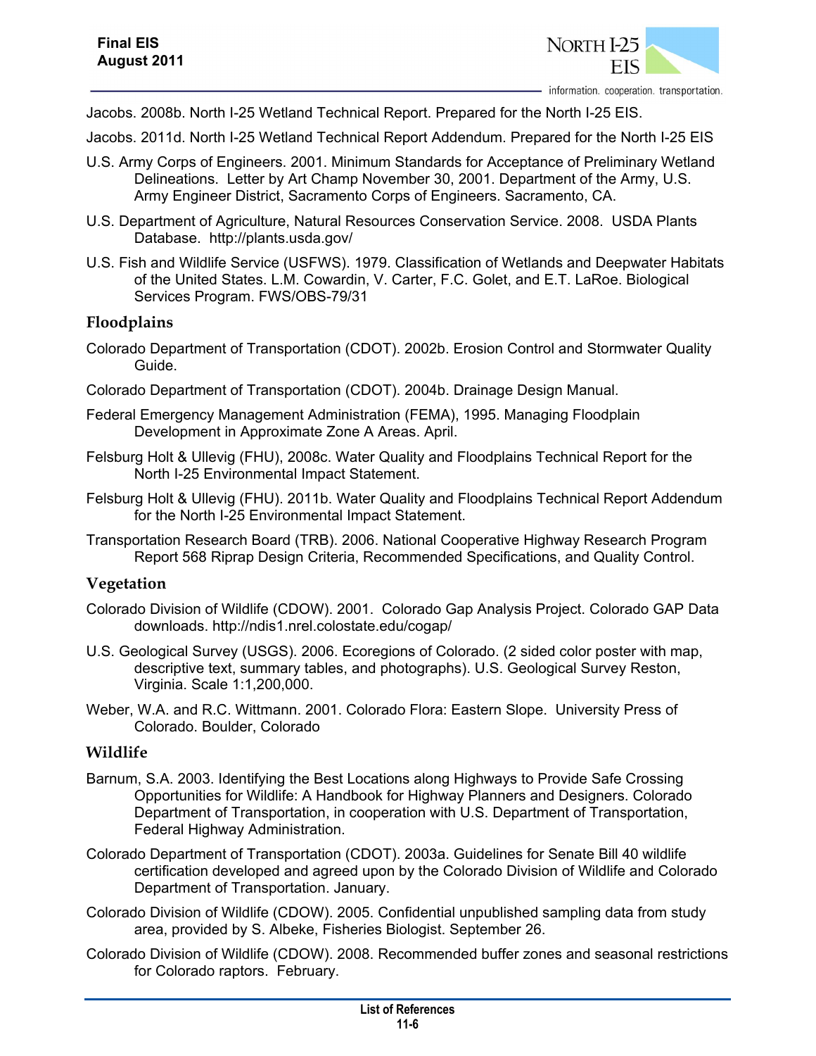Jacobs. 2008b. North I-25 Wetland Technical Report. Prepared for the North I-25 EIS.

Jacobs. 2011d. North I-25 Wetland Technical Report Addendum. Prepared for the North I-25 EIS

U.S. Army Corps of Engineers. 2001. Minimum Standards for Acceptance of Preliminary Wetland Delineations. Letter by Art Champ November 30, 2001. Department of the Army, U.S. Army Engineer District, Sacramento Corps of Engineers. Sacramento, CA.

U.S. Department of Agriculture, Natural Resources Conservation Service. 2008. USDA Plants Database. http://plants.usda.gov/

U.S. Fish and Wildlife Service (USFWS). 1979. Classification of Wetlands and Deepwater Habitats of the United States. L.M. Cowardin, V. Carter, F.C. Golet, and E.T. LaRoe. Biological Services Program. FWS/OBS-79/31

### Floodplains

Colorado Department of Transportation (CDOT). 2002b. Erosion Control and Stormwater Quality Guide.

Colorado Department of Transportation (CDOT). 2004b. Drainage Design Manual.

Federal Emergency Management Administration (FEMA), 1995. Managing Floodplain Development in Approximate Zone A Areas. April.

Felsburg Holt & Ullevig (FHU), 2008c. Water Quality and Floodplains Technical Report for the North I-25 Environmental Impact Statement.

Felsburg Holt & Ullevig (FHU). 2011b. Water Quality and Floodplains Technical Report Addendum for the North I-25 Environmental Impact Statement.

Transportation Research Board (TRB). 2006. National Cooperative Highway Research Program Report 568 Riprap Design Criteria, Recommended Specifications, and Quality Control.

### Vegetation

Colorado Division of Wildlife (CDOW). 2001. Colorado Gap Analysis Project. Colorado GAP Data downloads. http://ndis1.nrel.colostate.edu/cogap/

U.S. Geological Survey (USGS). 2006. Ecoregions of Colorado. (2 sided color poster with map, descriptive text, summary tables, and photographs). U.S. Geological Survey Reston, Virginia. Scale 1:1,200,000.

Weber, W.A. and R.C. Wittmann. 2001. Colorado Flora: Eastern Slope. University Press of Colorado. Boulder, Colorado

### Wildlife

Barnum, S.A. 2003. Identifying the Best Locations along Highways to Provide Safe Crossing Opportunities for Wildlife: A Handbook for Highway Planners and Designers. Colorado Department of Transportation, in cooperation with U.S. Department of Transportation, Federal Highway Administration.

Colorado Department of Transportation (CDOT). 2003a. Guidelines for Senate Bill 40 wildlife certification developed and agreed upon by the Colorado Division of Wildlife and Colorado Department of Transportation. January.

Colorado Division of Wildlife (CDOW). 2005. Confidential unpublished sampling data from study area, provided by S. Albeke, Fisheries Biologist. September 26.

Colorado Division of Wildlife (CDOW). 2008. Recommended buffer zones and seasonal restrictions for Colorado raptors. February.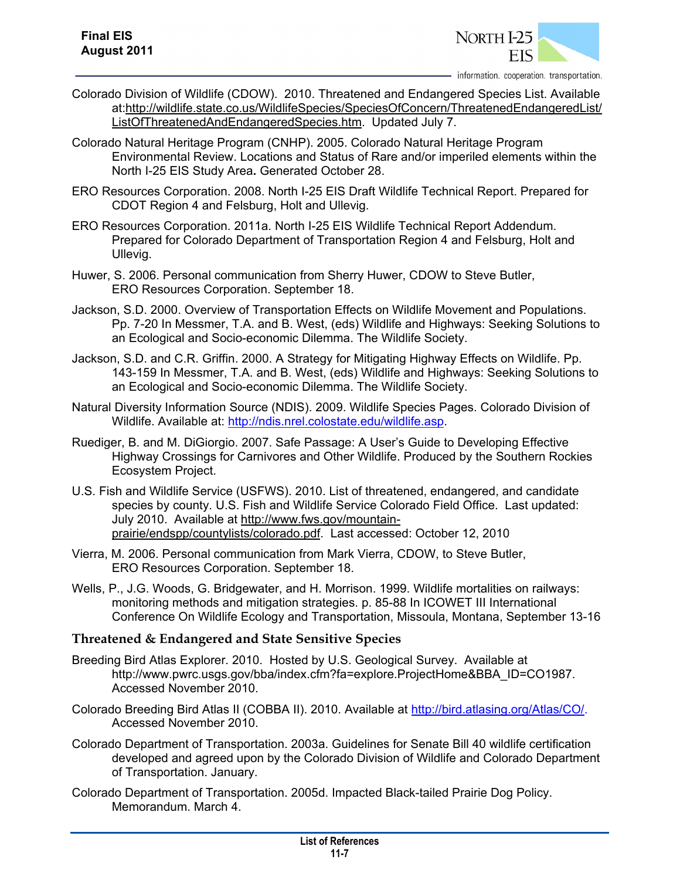Colorado Division of Wildlife (CDOW). 2010. Threatened and Endangered Species List. Available at:http://wildlife.state.co.us/WildlifeSpecies/SpeciesOfConcern/ThreatenedEndangeredList/ListOfThreatenedAndEndangeredSpecies.htm. Updated July 7.

Colorado Natural Heritage Program (CNHP). 2005. Colorado Natural Heritage Program Environmental Review. Locations and Status of Rare and/or imperiled elements within the North I-25 EIS Study Area**.** Generated October 28.

ERO Resources Corporation. 2008. North I-25 EIS Draft Wildlife Technical Report. Prepared for CDOT Region 4 and Felsburg, Holt and Ullevig.

ERO Resources Corporation. 2011a. North I-25 EIS Wildlife Technical Report Addendum. Prepared for Colorado Department of Transportation Region 4 and Felsburg, Holt and Ullevig.

Huwer, S. 2006. Personal communication from Sherry Huwer, CDOW to Steve Butler, ERO Resources Corporation. September 18.

Jackson, S.D. 2000. Overview of Transportation Effects on Wildlife Movement and Populations. Pp. 7-20 In Messmer, T.A. and B. West, (eds) Wildlife and Highways: Seeking Solutions to an Ecological and Socio-economic Dilemma. The Wildlife Society.

Jackson, S.D. and C.R. Griffin. 2000. A Strategy for Mitigating Highway Effects on Wildlife. Pp. 143-159 In Messmer, T.A. and B. West, (eds) Wildlife and Highways: Seeking Solutions to an Ecological and Socio-economic Dilemma. The Wildlife Society.

Natural Diversity Information Source (NDIS). 2009. Wildlife Species Pages. Colorado Division of Wildlife. Available at: http://ndis.nrel.colostate.edu/wildlife.asp.

Ruediger, B. and M. DiGiorgio. 2007. Safe Passage: A User's Guide to Developing Effective Highway Crossings for Carnivores and Other Wildlife. Produced by the Southern Rockies Ecosystem Project.

U.S. Fish and Wildlife Service (USFWS). 2010. List of threatened, endangered, and candidate species by county. U.S. Fish and Wildlife Service Colorado Field Office. Last updated: July 2010. Available at http://www.fws.gov/mountain-prairie/endspp/countylists/colorado.pdf. Last accessed: October 12, 2010

Vierra, M. 2006. Personal communication from Mark Vierra, CDOW, to Steve Butler, ERO Resources Corporation. September 18.

Wells, P., J.G. Woods, G. Bridgewater, and H. Morrison. 1999. Wildlife mortalities on railways: monitoring methods and mitigation strategies. p. 85-88 In ICOWET III International Conference On Wildlife Ecology and Transportation, Missoula, Montana, September 13-16

### Threatened & Endangered and State Sensitive Species

Breeding Bird Atlas Explorer. 2010. Hosted by U.S. Geological Survey. Available at http://www.pwrc.usgs.gov/bba/index.cfm?fa=explore.ProjectHome&BBA_ID=CO1987. Accessed November 2010.

Colorado Breeding Bird Atlas II (COBBA II). 2010. Available at http://bird.atlasing.org/Atlas/CO/. Accessed November 2010.

Colorado Department of Transportation. 2003a. Guidelines for Senate Bill 40 wildlife certification developed and agreed upon by the Colorado Division of Wildlife and Colorado Department of Transportation. January.

Colorado Department of Transportation. 2005d. Impacted Black-tailed Prairie Dog Policy. Memorandum. March 4.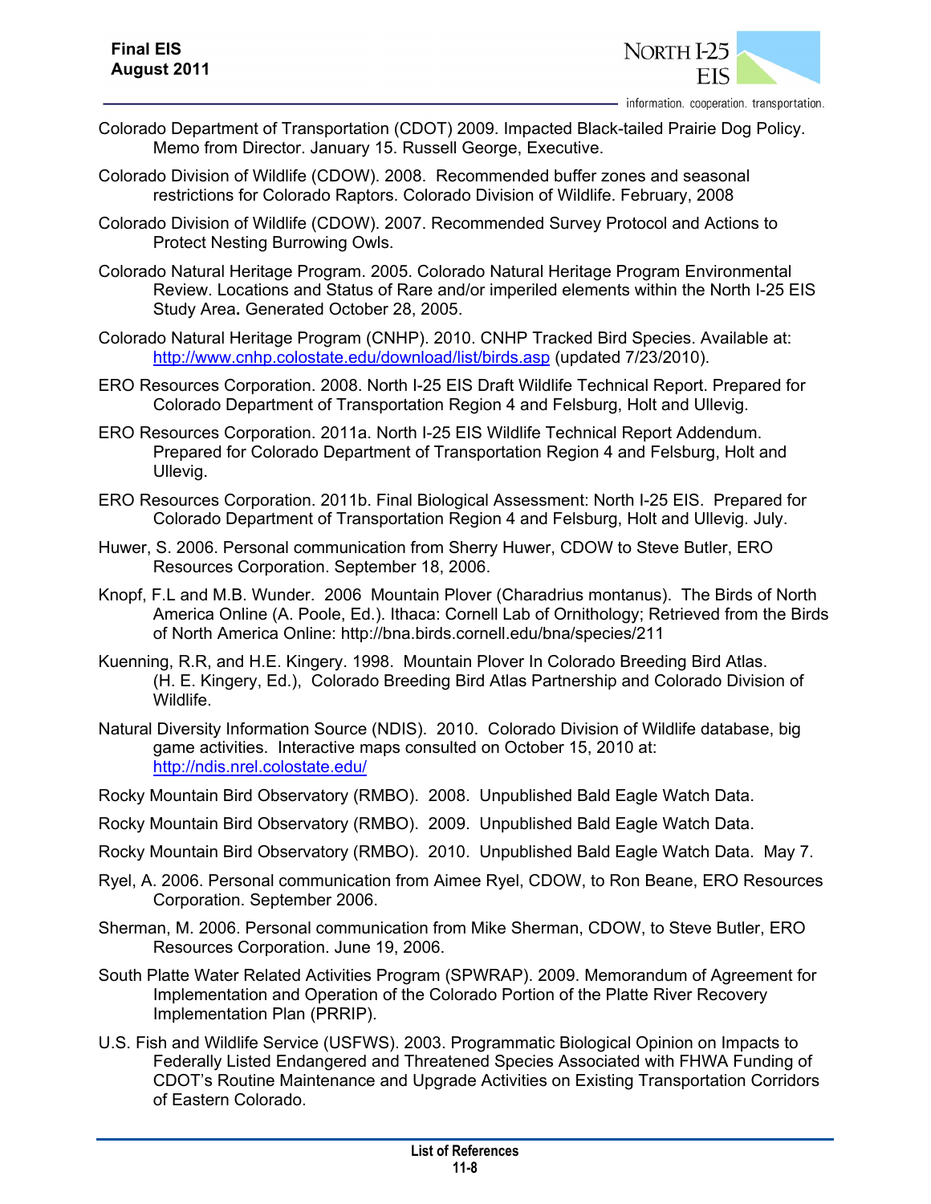Colorado Department of Transportation (CDOT) 2009. Impacted Black-tailed Prairie Dog Policy. Memo from Director. January 15. Russell George, Executive.

Colorado Division of Wildlife (CDOW). 2008. Recommended buffer zones and seasonal restrictions for Colorado Raptors. Colorado Division of Wildlife. February, 2008

Colorado Division of Wildlife (CDOW). 2007. Recommended Survey Protocol and Actions to Protect Nesting Burrowing Owls.

Colorado Natural Heritage Program. 2005. Colorado Natural Heritage Program Environmental Review. Locations and Status of Rare and/or imperiled elements within the North I-25 EIS Study Area**.** Generated October 28, 2005.

Colorado Natural Heritage Program (CNHP). 2010. CNHP Tracked Bird Species. Available at: http://www.cnhp.colostate.edu/download/list/birds.asp (updated 7/23/2010).

ERO Resources Corporation. 2008. North I-25 EIS Draft Wildlife Technical Report. Prepared for Colorado Department of Transportation Region 4 and Felsburg, Holt and Ullevig.

ERO Resources Corporation. 2011a. North I-25 EIS Wildlife Technical Report Addendum. Prepared for Colorado Department of Transportation Region 4 and Felsburg, Holt and Ullevig.

ERO Resources Corporation. 2011b. Final Biological Assessment: North I-25 EIS. Prepared for Colorado Department of Transportation Region 4 and Felsburg, Holt and Ullevig. July.

Huwer, S. 2006. Personal communication from Sherry Huwer, CDOW to Steve Butler, ERO Resources Corporation. September 18, 2006.

Knopf, F.L and M.B. Wunder. 2006 Mountain Plover (Charadrius montanus). The Birds of North America Online (A. Poole, Ed.). Ithaca: Cornell Lab of Ornithology; Retrieved from the Birds of North America Online: http://bna.birds.cornell.edu/bna/species/211

Kuenning, R.R, and H.E. Kingery. 1998. Mountain Plover In Colorado Breeding Bird Atlas. (H. E. Kingery, Ed.), Colorado Breeding Bird Atlas Partnership and Colorado Division of Wildlife.

Natural Diversity Information Source (NDIS). 2010. Colorado Division of Wildlife database, big game activities. Interactive maps consulted on October 15, 2010 at: http://ndis.nrel.colostate.edu/

Rocky Mountain Bird Observatory (RMBO). 2008. Unpublished Bald Eagle Watch Data.

Rocky Mountain Bird Observatory (RMBO). 2009. Unpublished Bald Eagle Watch Data.

Rocky Mountain Bird Observatory (RMBO). 2010. Unpublished Bald Eagle Watch Data. May 7.

Ryel, A. 2006. Personal communication from Aimee Ryel, CDOW, to Ron Beane, ERO Resources Corporation. September 2006.

Sherman, M. 2006. Personal communication from Mike Sherman, CDOW, to Steve Butler, ERO Resources Corporation. June 19, 2006.

South Platte Water Related Activities Program (SPWRAP). 2009. Memorandum of Agreement for Implementation and Operation of the Colorado Portion of the Platte River Recovery Implementation Plan (PRRIP).

U.S. Fish and Wildlife Service (USFWS). 2003. Programmatic Biological Opinion on Impacts to Federally Listed Endangered and Threatened Species Associated with FHWA Funding of CDOT's Routine Maintenance and Upgrade Activities on Existing Transportation Corridors of Eastern Colorado.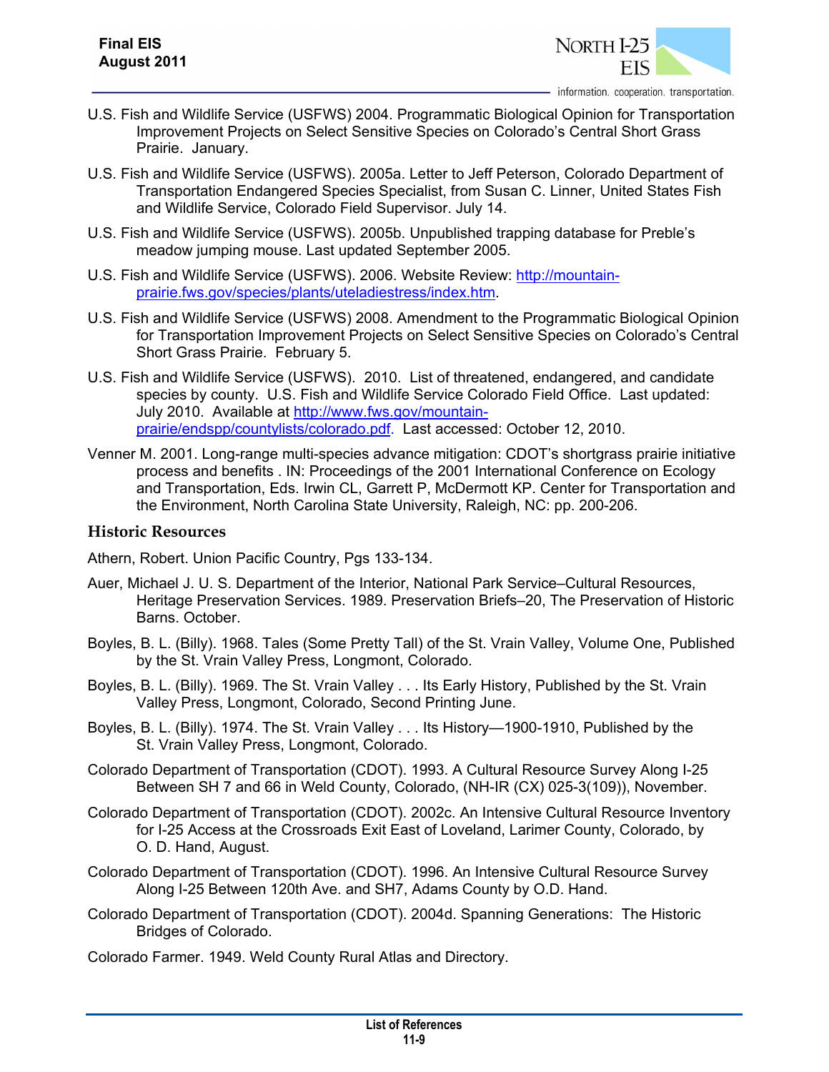U.S. Fish and Wildlife Service (USFWS) 2004. Programmatic Biological Opinion for Transportation Improvement Projects on Select Sensitive Species on Colorado's Central Short Grass Prairie. January.

U.S. Fish and Wildlife Service (USFWS). 2005a. Letter to Jeff Peterson, Colorado Department of Transportation Endangered Species Specialist, from Susan C. Linner, United States Fish and Wildlife Service, Colorado Field Supervisor. July 14.

U.S. Fish and Wildlife Service (USFWS). 2005b. Unpublished trapping database for Preble's meadow jumping mouse. Last updated September 2005.

U.S. Fish and Wildlife Service (USFWS). 2006. Website Review: http://mountain-prairie.fws.gov/species/plants/uteladiestress/index.htm.

U.S. Fish and Wildlife Service (USFWS) 2008. Amendment to the Programmatic Biological Opinion for Transportation Improvement Projects on Select Sensitive Species on Colorado's Central Short Grass Prairie. February 5.

U.S. Fish and Wildlife Service (USFWS). 2010. List of threatened, endangered, and candidate species by county. U.S. Fish and Wildlife Service Colorado Field Office. Last updated: July 2010. Available at http://www.fws.gov/mountain-prairie/endspp/countylists/colorado.pdf. Last accessed: October 12, 2010.

Venner M. 2001. Long-range multi-species advance mitigation: CDOT's shortgrass prairie initiative process and benefits . IN: Proceedings of the 2001 International Conference on Ecology and Transportation, Eds. Irwin CL, Garrett P, McDermott KP. Center for Transportation and the Environment, North Carolina State University, Raleigh, NC: pp. 200-206.

### Historic Resources

Athern, Robert. Union Pacific Country, Pgs 133-134.

Auer, Michael J. U. S. Department of the Interior, National Park Service–Cultural Resources, Heritage Preservation Services. 1989. Preservation Briefs–20, The Preservation of Historic Barns. October.

Boyles, B. L. (Billy). 1968. Tales (Some Pretty Tall) of the St. Vrain Valley, Volume One, Published by the St. Vrain Valley Press, Longmont, Colorado.

Boyles, B. L. (Billy). 1969. The St. Vrain Valley . . . Its Early History, Published by the St. Vrain Valley Press, Longmont, Colorado, Second Printing June.

Boyles, B. L. (Billy). 1974. The St. Vrain Valley . . . Its History—1900-1910, Published by the St. Vrain Valley Press, Longmont, Colorado.

Colorado Department of Transportation (CDOT). 1993. A Cultural Resource Survey Along I-25 Between SH 7 and 66 in Weld County, Colorado, (NH-IR (CX) 025-3(109)), November.

Colorado Department of Transportation (CDOT). 2002c. An Intensive Cultural Resource Inventory for I-25 Access at the Crossroads Exit East of Loveland, Larimer County, Colorado, by O. D. Hand, August.

Colorado Department of Transportation (CDOT). 1996. An Intensive Cultural Resource Survey Along I-25 Between 120th Ave. and SH7, Adams County by O.D. Hand.

Colorado Department of Transportation (CDOT). 2004d. Spanning Generations: The Historic Bridges of Colorado.

Colorado Farmer. 1949. Weld County Rural Atlas and Directory.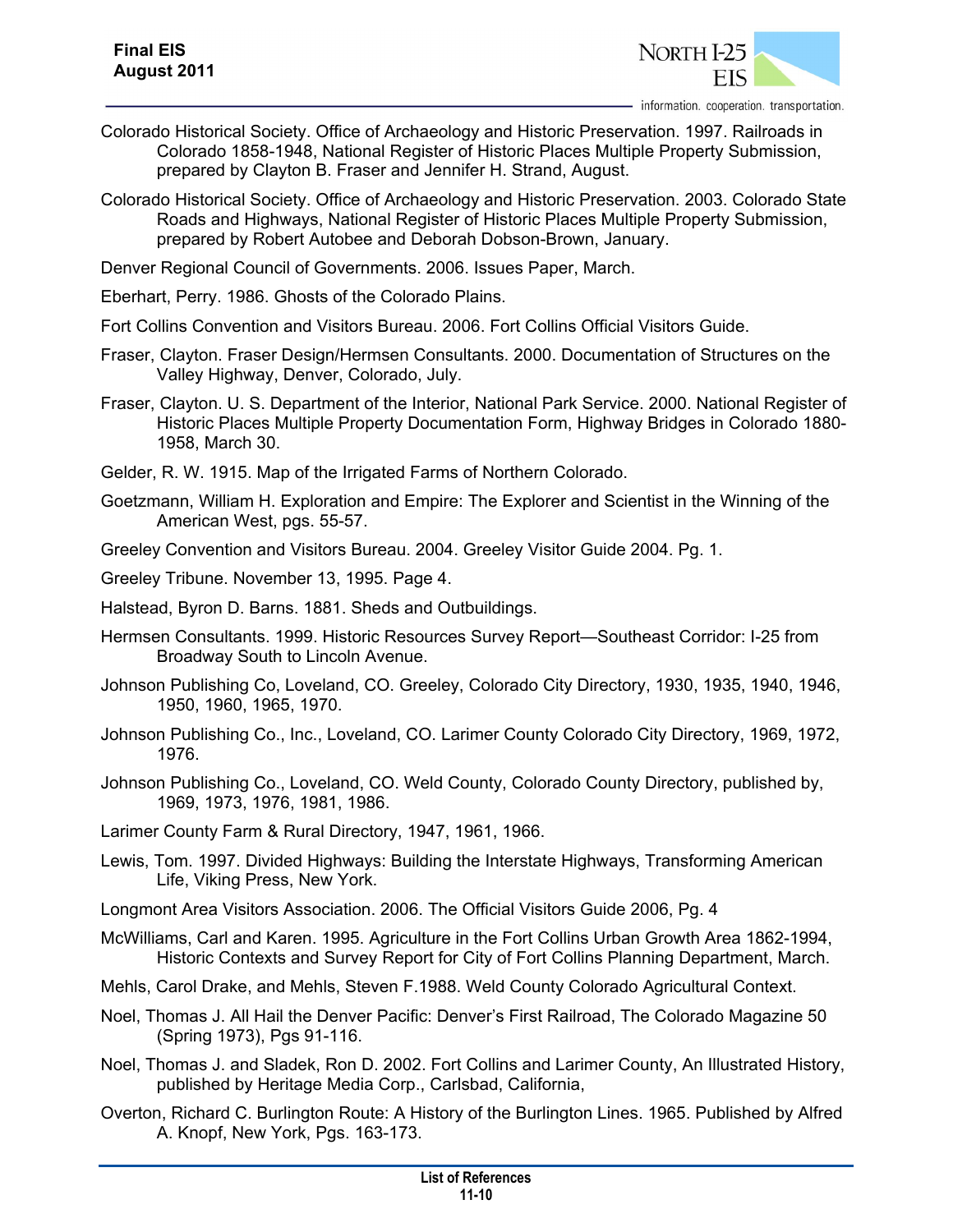Colorado Historical Society. Office of Archaeology and Historic Preservation. 1997. Railroads in Colorado 1858-1948, National Register of Historic Places Multiple Property Submission, prepared by Clayton B. Fraser and Jennifer H. Strand, August.

Colorado Historical Society. Office of Archaeology and Historic Preservation. 2003. Colorado State Roads and Highways, National Register of Historic Places Multiple Property Submission, prepared by Robert Autobee and Deborah Dobson-Brown, January.

Denver Regional Council of Governments. 2006. Issues Paper, March.

Eberhart, Perry. 1986. Ghosts of the Colorado Plains.

Fort Collins Convention and Visitors Bureau. 2006. Fort Collins Official Visitors Guide.

Fraser, Clayton. Fraser Design/Hermsen Consultants. 2000. Documentation of Structures on the Valley Highway, Denver, Colorado, July.

Fraser, Clayton. U. S. Department of the Interior, National Park Service. 2000. National Register of Historic Places Multiple Property Documentation Form, Highway Bridges in Colorado 1880-1958, March 30.

Gelder, R. W. 1915. Map of the Irrigated Farms of Northern Colorado.

Goetzmann, William H. Exploration and Empire: The Explorer and Scientist in the Winning of the American West, pgs. 55-57.

Greeley Convention and Visitors Bureau. 2004. Greeley Visitor Guide 2004. Pg. 1.

Greeley Tribune. November 13, 1995. Page 4.

Halstead, Byron D. Barns. 1881. Sheds and Outbuildings.

Hermsen Consultants. 1999. Historic Resources Survey Report—Southeast Corridor: I-25 from Broadway South to Lincoln Avenue.

Johnson Publishing Co, Loveland, CO. Greeley, Colorado City Directory, 1930, 1935, 1940, 1946, 1950, 1960, 1965, 1970.

Johnson Publishing Co., Inc., Loveland, CO. Larimer County Colorado City Directory, 1969, 1972, 1976.

Johnson Publishing Co., Loveland, CO. Weld County, Colorado County Directory, published by, 1969, 1973, 1976, 1981, 1986.

Larimer County Farm & Rural Directory, 1947, 1961, 1966.

Lewis, Tom. 1997. Divided Highways: Building the Interstate Highways, Transforming American Life, Viking Press, New York.

Longmont Area Visitors Association. 2006. The Official Visitors Guide 2006, Pg. 4

McWilliams, Carl and Karen. 1995. Agriculture in the Fort Collins Urban Growth Area 1862-1994, Historic Contexts and Survey Report for City of Fort Collins Planning Department, March.

Mehls, Carol Drake, and Mehls, Steven F.1988. Weld County Colorado Agricultural Context.

Noel, Thomas J. All Hail the Denver Pacific: Denver's First Railroad, The Colorado Magazine 50 (Spring 1973), Pgs 91-116.

Noel, Thomas J. and Sladek, Ron D. 2002. Fort Collins and Larimer County, An Illustrated History, published by Heritage Media Corp., Carlsbad, California,

Overton, Richard C. Burlington Route: A History of the Burlington Lines. 1965. Published by Alfred A. Knopf, New York, Pgs. 163-173.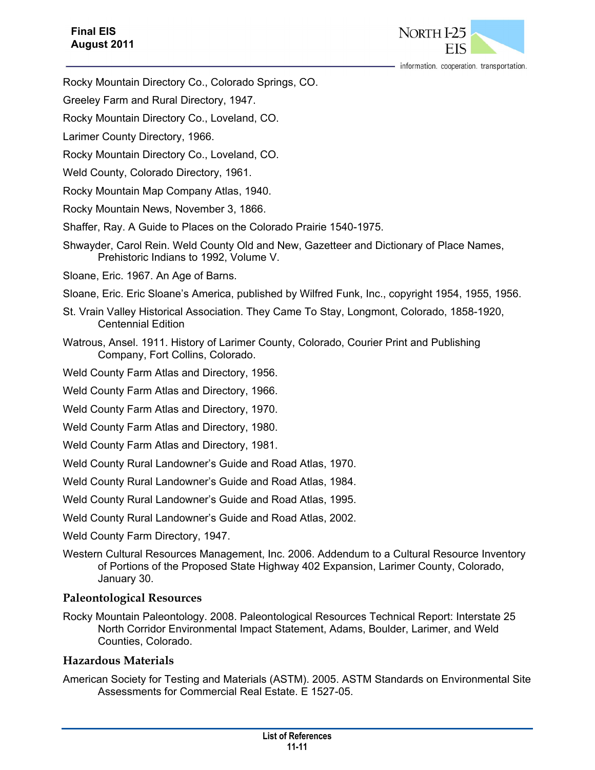Rocky Mountain Directory Co., Colorado Springs, CO.

Greeley Farm and Rural Directory, 1947.

Rocky Mountain Directory Co., Loveland, CO.

Larimer County Directory, 1966.

Rocky Mountain Directory Co., Loveland, CO.

Weld County, Colorado Directory, 1961.

Rocky Mountain Map Company Atlas, 1940.

Rocky Mountain News, November 3, 1866.

Shaffer, Ray. A Guide to Places on the Colorado Prairie 1540-1975.

Shwayder, Carol Rein. Weld County Old and New, Gazetteer and Dictionary of Place Names, Prehistoric Indians to 1992, Volume V.

Sloane, Eric. 1967. An Age of Barns.

Sloane, Eric. Eric Sloane's America, published by Wilfred Funk, Inc., copyright 1954, 1955, 1956.

St. Vrain Valley Historical Association. They Came To Stay, Longmont, Colorado, 1858-1920, Centennial Edition

Watrous, Ansel. 1911. History of Larimer County, Colorado, Courier Print and Publishing Company, Fort Collins, Colorado.

Weld County Farm Atlas and Directory, 1956.

Weld County Farm Atlas and Directory, 1966.

Weld County Farm Atlas and Directory, 1970.

Weld County Farm Atlas and Directory, 1980.

Weld County Farm Atlas and Directory, 1981.

Weld County Rural Landowner's Guide and Road Atlas, 1970.

Weld County Rural Landowner's Guide and Road Atlas, 1984.

Weld County Rural Landowner's Guide and Road Atlas, 1995.

Weld County Rural Landowner's Guide and Road Atlas, 2002.

Weld County Farm Directory, 1947.

Western Cultural Resources Management, Inc. 2006. Addendum to a Cultural Resource Inventory of Portions of the Proposed State Highway 402 Expansion, Larimer County, Colorado, January 30.

## Paleontological Resources

Rocky Mountain Paleontology. 2008. Paleontological Resources Technical Report: Interstate 25 North Corridor Environmental Impact Statement, Adams, Boulder, Larimer, and Weld Counties, Colorado.

## Hazardous Materials

American Society for Testing and Materials (ASTM). 2005. ASTM Standards on Environmental Site Assessments for Commercial Real Estate. E 1527-05.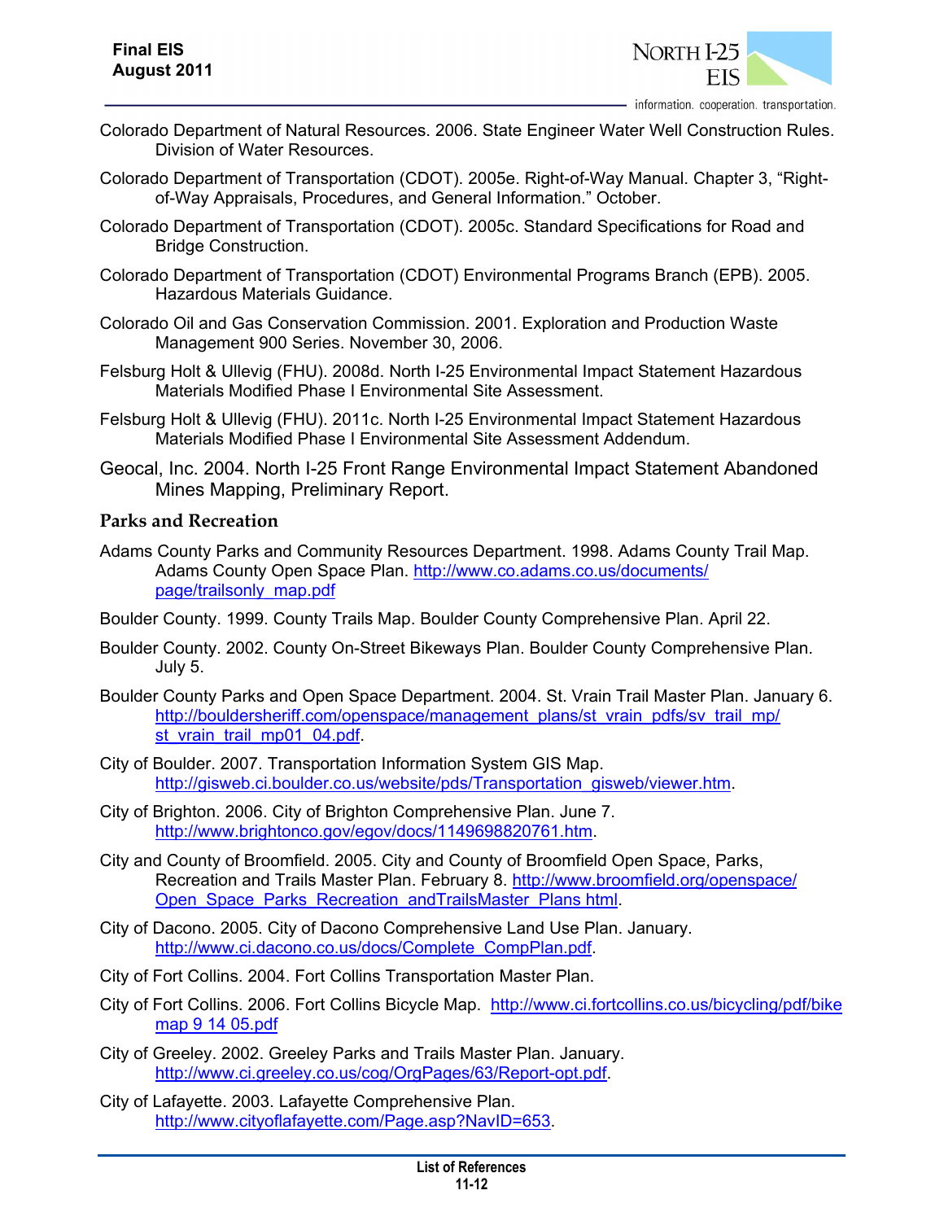Colorado Department of Natural Resources. 2006. State Engineer Water Well Construction Rules. Division of Water Resources.

Colorado Department of Transportation (CDOT). 2005e. Right-of-Way Manual. Chapter 3, "Right-of-Way Appraisals, Procedures, and General Information." October.

Colorado Department of Transportation (CDOT). 2005c. Standard Specifications for Road and Bridge Construction.

Colorado Department of Transportation (CDOT) Environmental Programs Branch (EPB). 2005. Hazardous Materials Guidance.

Colorado Oil and Gas Conservation Commission. 2001. Exploration and Production Waste Management 900 Series. November 30, 2006.

Felsburg Holt & Ullevig (FHU). 2008d. North I-25 Environmental Impact Statement Hazardous Materials Modified Phase I Environmental Site Assessment.

Felsburg Holt & Ullevig (FHU). 2011c. North I-25 Environmental Impact Statement Hazardous Materials Modified Phase I Environmental Site Assessment Addendum.

Geocal, Inc. 2004. North I-25 Front Range Environmental Impact Statement Abandoned Mines Mapping, Preliminary Report.

## Parks and Recreation

Adams County Parks and Community Resources Department. 1998. Adams County Trail Map. Adams County Open Space Plan. http://www.co.adams.co.us/documents/page/trailsonly_map.pdf

Boulder County. 1999. County Trails Map. Boulder County Comprehensive Plan. April 22.

Boulder County. 2002. County On-Street Bikeways Plan. Boulder County Comprehensive Plan. July 5.

Boulder County Parks and Open Space Department. 2004. St. Vrain Trail Master Plan. January 6. http://bouldersheriff.com/openspace/management_plans/st_vrain_pdfs/sv_trail_mp/st_vrain_trail_mp01_04.pdf.

City of Boulder. 2007. Transportation Information System GIS Map. http://gisweb.ci.boulder.co.us/website/pds/Transportation_gisweb/viewer.htm.

City of Brighton. 2006. City of Brighton Comprehensive Plan. June 7. http://www.brightonco.gov/egov/docs/1149698820761.htm.

City and County of Broomfield. 2005. City and County of Broomfield Open Space, Parks, Recreation and Trails Master Plan. February 8. http://www.broomfield.org/openspace/Open_Space_Parks_Recreation_andTrailsMaster_Plans.html.

City of Dacono. 2005. City of Dacono Comprehensive Land Use Plan. January. http://www.ci.dacono.co.us/docs/Complete_CompPlan.pdf.

City of Fort Collins. 2004. Fort Collins Transportation Master Plan.

City of Fort Collins. 2006. Fort Collins Bicycle Map. http://www.ci.fortcollins.co.us/bicycling/pdf/bikemap_9_14_05.pdf

City of Greeley. 2002. Greeley Parks and Trails Master Plan. January. http://www.ci.greeley.co.us/cog/OrgPages/63/Report-opt.pdf.

City of Lafayette. 2003. Lafayette Comprehensive Plan. http://www.cityoflafayette.com/Page.asp?NavID=653.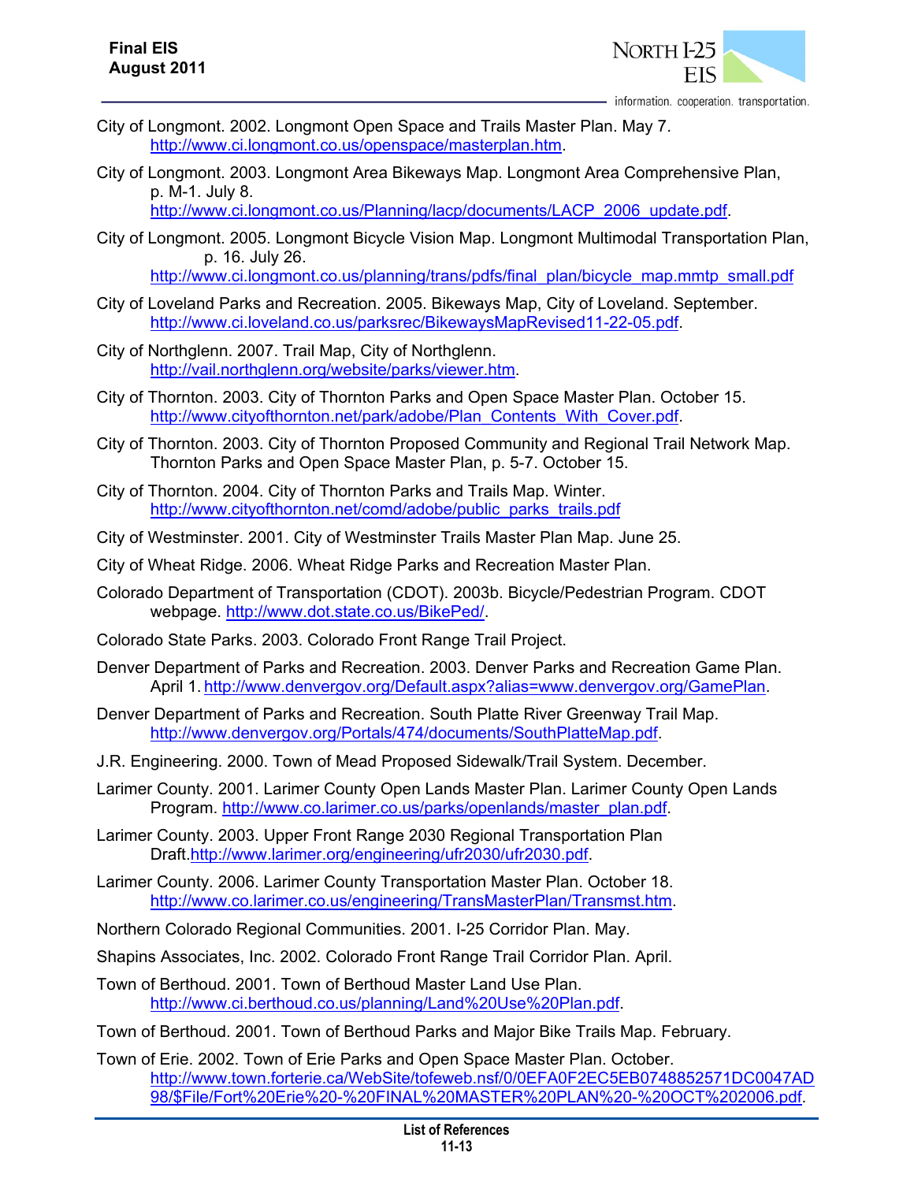City of Longmont. 2002. Longmont Open Space and Trails Master Plan. May 7. http://www.ci.longmont.co.us/openspace/masterplan.htm.

City of Longmont. 2003. Longmont Area Bikeways Map. Longmont Area Comprehensive Plan, p. M-1. July 8. http://www.ci.longmont.co.us/Planning/lacp/documents/LACP_2006_update.pdf.

City of Longmont. 2005. Longmont Bicycle Vision Map. Longmont Multimodal Transportation Plan, p. 16. July 26. http://www.ci.longmont.co.us/planning/trans/pdfs/final_plan/bicycle_map.mmtp_small.pdf

City of Loveland Parks and Recreation. 2005. Bikeways Map, City of Loveland. September. http://www.ci.loveland.co.us/parksrec/BikewaysMapRevised11-22-05.pdf.

City of Northglenn. 2007. Trail Map, City of Northglenn. http://vail.northglenn.org/website/parks/viewer.htm.

City of Thornton. 2003. City of Thornton Parks and Open Space Master Plan. October 15. http://www.cityofthornton.net/park/adobe/Plan_Contents_With_Cover.pdf.

City of Thornton. 2003. City of Thornton Proposed Community and Regional Trail Network Map. Thornton Parks and Open Space Master Plan, p. 5-7. October 15.

City of Thornton. 2004. City of Thornton Parks and Trails Map. Winter. http://www.cityofthornton.net/comd/adobe/public_parks_trails.pdf

City of Westminster. 2001. City of Westminster Trails Master Plan Map. June 25.

City of Wheat Ridge. 2006. Wheat Ridge Parks and Recreation Master Plan.

Colorado Department of Transportation (CDOT). 2003b. Bicycle/Pedestrian Program. CDOT webpage. http://www.dot.state.co.us/BikePed/.

Colorado State Parks. 2003. Colorado Front Range Trail Project.

Denver Department of Parks and Recreation. 2003. Denver Parks and Recreation Game Plan. April 1. http://www.denvergov.org/Default.aspx?alias=www.denvergov.org/GamePlan.

Denver Department of Parks and Recreation. South Platte River Greenway Trail Map. http://www.denvergov.org/Portals/474/documents/SouthPlatteMap.pdf.

J.R. Engineering. 2000. Town of Mead Proposed Sidewalk/Trail System. December.

Larimer County. 2001. Larimer County Open Lands Master Plan. Larimer County Open Lands Program. http://www.co.larimer.co.us/parks/openlands/master_plan.pdf.

Larimer County. 2003. Upper Front Range 2030 Regional Transportation Plan Draft. http://www.larimer.org/engineering/ufr2030/ufr2030.pdf.

Larimer County. 2006. Larimer County Transportation Master Plan. October 18. http://www.co.larimer.co.us/engineering/TransMasterPlan/Transmst.htm.

Northern Colorado Regional Communities. 2001. I-25 Corridor Plan. May.

Shapins Associates, Inc. 2002. Colorado Front Range Trail Corridor Plan. April.

Town of Berthoud. 2001. Town of Berthoud Master Land Use Plan. http://www.ci.berthoud.co.us/planning/Land%20Use%20Plan.pdf.

Town of Berthoud. 2001. Town of Berthoud Parks and Major Bike Trails Map. February.

Town of Erie. 2002. Town of Erie Parks and Open Space Master Plan. October. http://www.town.forterie.ca/WebSite/tofeweb.nsf/0/0EFA0F2EC5EB0748852571DC0047AD98/$File/Fort%20Erie%20-%20FINAL%20MASTER%20PLAN%20-%20OCT%202006.pdf.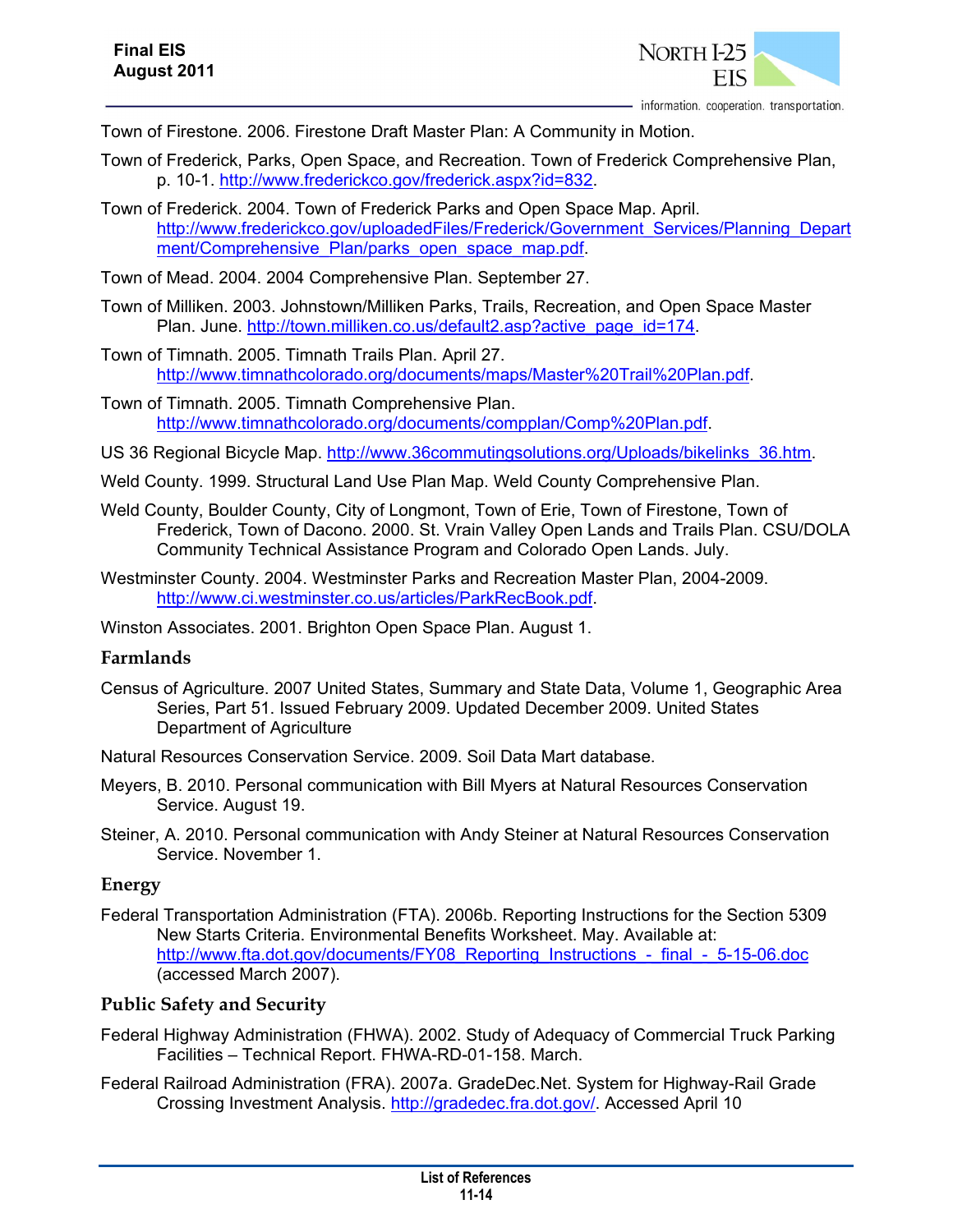Town of Firestone. 2006. Firestone Draft Master Plan: A Community in Motion.

Town of Frederick, Parks, Open Space, and Recreation. Town of Frederick Comprehensive Plan, p. 10-1. http://www.frederickco.gov/frederick.aspx?id=832.

Town of Frederick. 2004. Town of Frederick Parks and Open Space Map. April. http://www.frederickco.gov/uploadedFiles/Frederick/Government_Services/Planning_Department/Comprehensive_Plan/parks_open_space_map.pdf.

Town of Mead. 2004. 2004 Comprehensive Plan. September 27.

Town of Milliken. 2003. Johnstown/Milliken Parks, Trails, Recreation, and Open Space Master Plan. June. http://town.milliken.co.us/default2.asp?active_page_id=174.

Town of Timnath. 2005. Timnath Trails Plan. April 27. http://www.timnathcolorado.org/documents/maps/Master%20Trail%20Plan.pdf.

Town of Timnath. 2005. Timnath Comprehensive Plan. http://www.timnathcolorado.org/documents/compplan/Comp%20Plan.pdf.

US 36 Regional Bicycle Map. http://www.36commutingsolutions.org/Uploads/bikelinks_36.htm.

Weld County. 1999. Structural Land Use Plan Map. Weld County Comprehensive Plan.

Weld County, Boulder County, City of Longmont, Town of Erie, Town of Firestone, Town of Frederick, Town of Dacono. 2000. St. Vrain Valley Open Lands and Trails Plan. CSU/DOLA Community Technical Assistance Program and Colorado Open Lands. July.

Westminster County. 2004. Westminster Parks and Recreation Master Plan, 2004-2009. http://www.ci.westminster.co.us/articles/ParkRecBook.pdf.

Winston Associates. 2001. Brighton Open Space Plan. August 1.

### Farmlands

Census of Agriculture. 2007 United States, Summary and State Data, Volume 1, Geographic Area Series, Part 51. Issued February 2009. Updated December 2009. United States Department of Agriculture

Natural Resources Conservation Service. 2009. Soil Data Mart database.

Meyers, B. 2010. Personal communication with Bill Myers at Natural Resources Conservation Service. August 19.

Steiner, A. 2010. Personal communication with Andy Steiner at Natural Resources Conservation Service. November 1.

### Energy

Federal Transportation Administration (FTA). 2006b. Reporting Instructions for the Section 5309 New Starts Criteria. Environmental Benefits Worksheet. May. Available at: http://www.fta.dot.gov/documents/FY08_Reporting_Instructions_-_final_-_5-15-06.doc (accessed March 2007).

### Public Safety and Security

Federal Highway Administration (FHWA). 2002. Study of Adequacy of Commercial Truck Parking Facilities – Technical Report. FHWA-RD-01-158. March.

Federal Railroad Administration (FRA). 2007a. GradeDec.Net. System for Highway-Rail Grade Crossing Investment Analysis. http://gradedec.fra.dot.gov/. Accessed April 10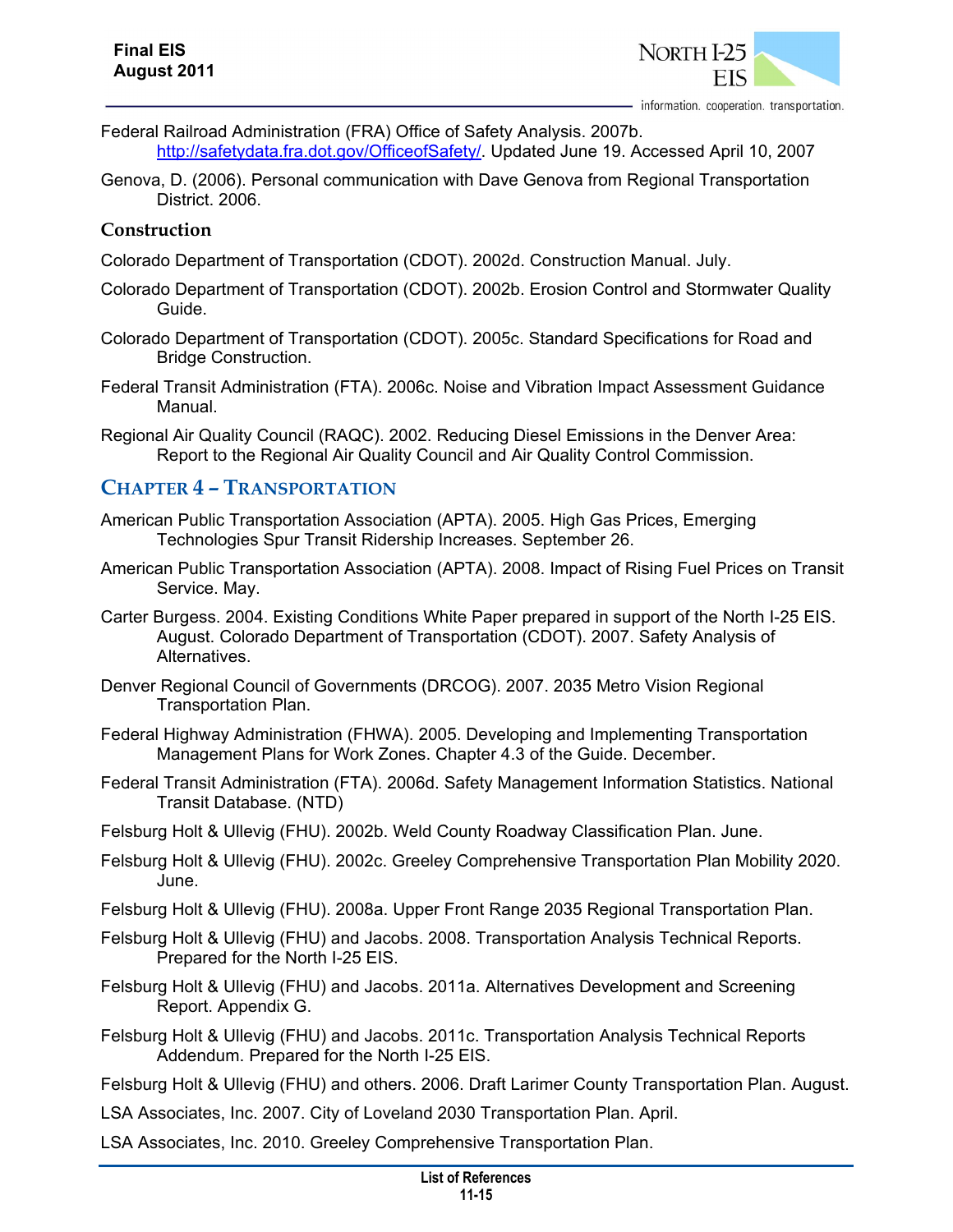Federal Railroad Administration (FRA) Office of Safety Analysis. 2007b. http://safetydata.fra.dot.gov/OfficeofSafety/. Updated June 19. Accessed April 10, 2007

Genova, D. (2006). Personal communication with Dave Genova from Regional Transportation District. 2006.

### Construction

Colorado Department of Transportation (CDOT). 2002d. Construction Manual. July.

Colorado Department of Transportation (CDOT). 2002b. Erosion Control and Stormwater Quality Guide.

Colorado Department of Transportation (CDOT). 2005c. Standard Specifications for Road and Bridge Construction.

Federal Transit Administration (FTA). 2006c. Noise and Vibration Impact Assessment Guidance Manual.

Regional Air Quality Council (RAQC). 2002. Reducing Diesel Emissions in the Denver Area: Report to the Regional Air Quality Council and Air Quality Control Commission.

## Chapter 4 – Transportation

American Public Transportation Association (APTA). 2005. High Gas Prices, Emerging Technologies Spur Transit Ridership Increases. September 26.

American Public Transportation Association (APTA). 2008. Impact of Rising Fuel Prices on Transit Service. May.

Carter Burgess. 2004. Existing Conditions White Paper prepared in support of the North I-25 EIS. August. Colorado Department of Transportation (CDOT). 2007. Safety Analysis of Alternatives.

Denver Regional Council of Governments (DRCOG). 2007. 2035 Metro Vision Regional Transportation Plan.

Federal Highway Administration (FHWA). 2005. Developing and Implementing Transportation Management Plans for Work Zones. Chapter 4.3 of the Guide. December.

Federal Transit Administration (FTA). 2006d. Safety Management Information Statistics. National Transit Database. (NTD)

Felsburg Holt & Ullevig (FHU). 2002b. Weld County Roadway Classification Plan. June.

Felsburg Holt & Ullevig (FHU). 2002c. Greeley Comprehensive Transportation Plan Mobility 2020. June.

Felsburg Holt & Ullevig (FHU). 2008a. Upper Front Range 2035 Regional Transportation Plan.

Felsburg Holt & Ullevig (FHU) and Jacobs. 2008. Transportation Analysis Technical Reports. Prepared for the North I-25 EIS.

Felsburg Holt & Ullevig (FHU) and Jacobs. 2011a. Alternatives Development and Screening Report. Appendix G.

Felsburg Holt & Ullevig (FHU) and Jacobs. 2011c. Transportation Analysis Technical Reports Addendum. Prepared for the North I-25 EIS.

Felsburg Holt & Ullevig (FHU) and others. 2006. Draft Larimer County Transportation Plan. August.

LSA Associates, Inc. 2007. City of Loveland 2030 Transportation Plan. April.

LSA Associates, Inc. 2010. Greeley Comprehensive Transportation Plan.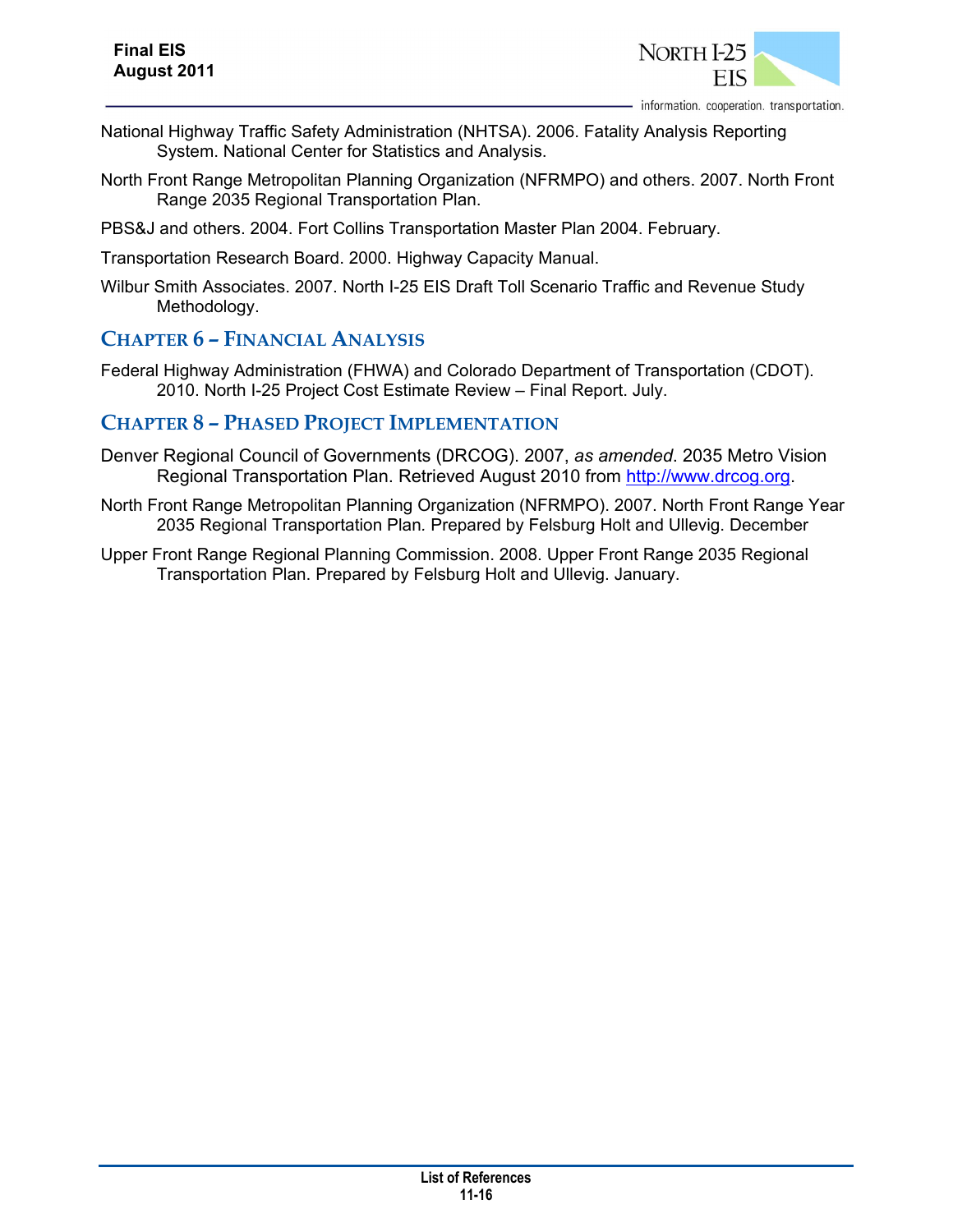National Highway Traffic Safety Administration (NHTSA). 2006. Fatality Analysis Reporting System. National Center for Statistics and Analysis.

North Front Range Metropolitan Planning Organization (NFRMPO) and others. 2007. North Front Range 2035 Regional Transportation Plan.

PBS&J and others. 2004. Fort Collins Transportation Master Plan 2004. February.

Transportation Research Board. 2000. Highway Capacity Manual.

Wilbur Smith Associates. 2007. North I-25 EIS Draft Toll Scenario Traffic and Revenue Study Methodology.

## Chapter 6 – Financial Analysis

Federal Highway Administration (FHWA) and Colorado Department of Transportation (CDOT). 2010. North I-25 Project Cost Estimate Review – Final Report. July.

## Chapter 8 – Phased Project Implementation

Denver Regional Council of Governments (DRCOG). 2007, *as amended*. 2035 Metro Vision Regional Transportation Plan. Retrieved August 2010 from http://www.drcog.org.

North Front Range Metropolitan Planning Organization (NFRMPO). 2007. North Front Range Year 2035 Regional Transportation Plan. Prepared by Felsburg Holt and Ullevig. December

Upper Front Range Regional Planning Commission. 2008. Upper Front Range 2035 Regional Transportation Plan. Prepared by Felsburg Holt and Ullevig. January.